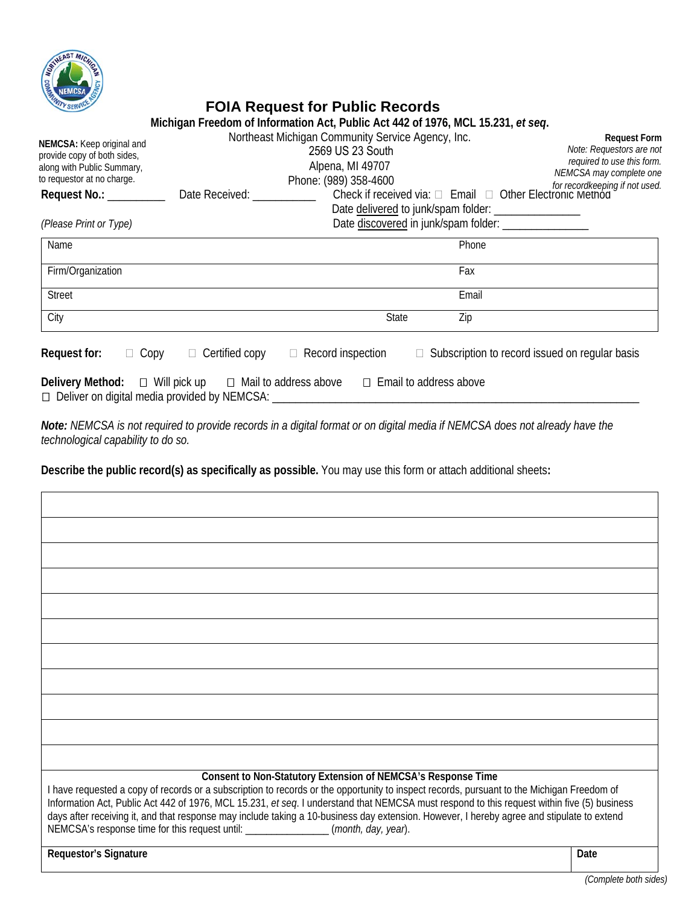# FOIA Request for Public Records

**Michigan Freedom of Information Act, Public Act 442 of 1976, MCL 15.231, *et seq*.**

Northeast Michigan Community Service Agency, Inc.
2569 US 23 South
Alpena, MI 49707
Phone: (989) 358-4600

**NEMCSA:** Keep original and provide copy of both sides, along with Public Summary, to requestor at no charge.

**Request Form**
*Note: Requestors are not required to use this form. NEMCSA may complete one for recordkeeping if not used.*

**Request No.:** __________ Date Received: ___________ Check if received via: ☐ Email ☐ Other Electronic Method

Date delivered to junk/spam folder: _______________

Date discovered in junk/spam folder: _______________

*(Please Print or Type)*

| Name | | Phone |
|---|---|---|
| Firm/Organization | | Fax |
| Street | | Email |
| City | State | Zip |

**Request for:** ☐ Copy ☐ Certified copy ☐ Record inspection ☐ Subscription to record issued on regular basis

**Delivery Method:** ☐ Will pick up ☐ Mail to address above ☐ Email to address above

☐ Deliver on digital media provided by NEMCSA: ________________________________________________

***Note:*** *NEMCSA is not required to provide records in a digital format or on digital media if NEMCSA does not already have the technological capability to do so.*

**Describe the public record(s) as specifically as possible.** You may use this form or attach additional sheets**:**

| |
|---|
| |
| |
| |
| |
| |
| |
| |
| |
| |
| |

**Consent to Non-Statutory Extension of NEMCSA's Response Time**

I have requested a copy of records or a subscription to records or the opportunity to inspect records, pursuant to the Michigan Freedom of Information Act, Public Act 442 of 1976, MCL 15.231, *et seq*. I understand that NEMCSA must respond to this request within five (5) business days after receiving it, and that response may include taking a 10-business day extension. However, I hereby agree and stipulate to extend NEMCSA's response time for this request until: _______________ (*month, day, year*).

| **Requestor's Signature** | **Date** |
|---|---|
| | |

*(Complete both sides)*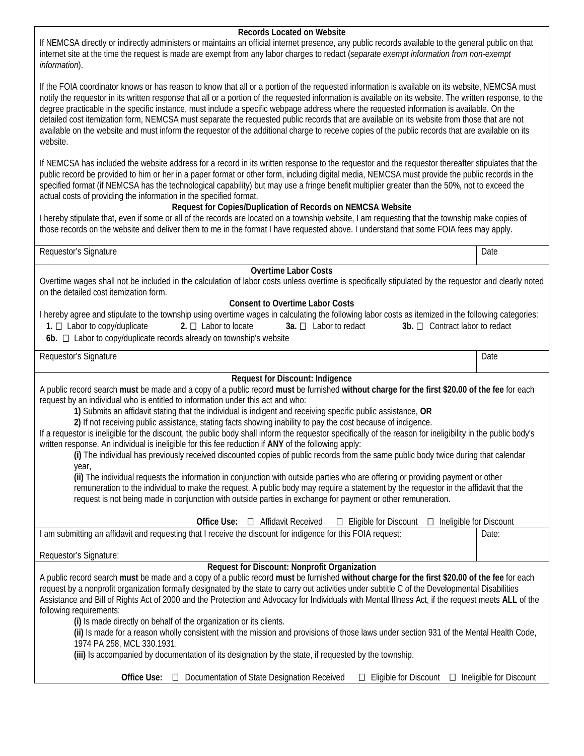### Records Located on Website

If NEMCSA directly or indirectly administers or maintains an official internet presence, any public records available to the general public on that internet site at the time the request is made are exempt from any labor charges to redact (*separate exempt information from non-exempt information*).

If the FOIA coordinator knows or has reason to know that all or a portion of the requested information is available on its website, NEMCSA must notify the requestor in its written response that all or a portion of the requested information is available on its website. The written response, to the degree practicable in the specific instance, must include a specific webpage address where the requested information is available. On the detailed cost itemization form, NEMCSA must separate the requested public records that are available on its website from those that are not available on the website and must inform the requestor of the additional charge to receive copies of the public records that are available on its website.

If NEMCSA has included the website address for a record in its written response to the requestor and the requestor thereafter stipulates that the public record be provided to him or her in a paper format or other form, including digital media, NEMCSA must provide the public records in the specified format (if NEMCSA has the technological capability) but may use a fringe benefit multiplier greater than the 50%, not to exceed the actual costs of providing the information in the specified format.

### Request for Copies/Duplication of Records on NEMCSA Website

I hereby stipulate that, even if some or all of the records are located on a township website, I am requesting that the township make copies of those records on the website and deliver them to me in the format I have requested above. I understand that some FOIA fees may apply.

| Requestor's Signature | Date |
|---|---|

### Overtime Labor Costs

Overtime wages shall not be included in the calculation of labor costs unless overtime is specifically stipulated by the requestor and clearly noted on the detailed cost itemization form.

### Consent to Overtime Labor Costs

I hereby agree and stipulate to the township using overtime wages in calculating the following labor costs as itemized in the following categories:

**1.** ☐ Labor to copy/duplicate **2.** ☐ Labor to locate **3a.** ☐ Labor to redact **3b.** ☐ Contract labor to redact

**6b.** ☐ Labor to copy/duplicate records already on township's website

| Requestor's Signature | Date |
|---|---|

### Request for Discount: Indigence

A public record search **must** be made and a copy of a public record **must** be furnished **without charge for the first $20.00 of the fee** for each request by an individual who is entitled to information under this act and who:

**1)** Submits an affidavit stating that the individual is indigent and receiving specific public assistance, **OR**

**2)** If not receiving public assistance, stating facts showing inability to pay the cost because of indigence.

If a requestor is ineligible for the discount, the public body shall inform the requestor specifically of the reason for ineligibility in the public body's written response. An individual is ineligible for this fee reduction if **ANY** of the following apply:

**(i)** The individual has previously received discounted copies of public records from the same public body twice during that calendar year,

**(ii)** The individual requests the information in conjunction with outside parties who are offering or providing payment or other remuneration to the individual to make the request. A public body may require a statement by the requestor in the affidavit that the request is not being made in conjunction with outside parties in exchange for payment or other remuneration.

**Office Use:** ☐ Affidavit Received ☐ Eligible for Discount ☐ Ineligible for Discount

| I am submitting an affidavit and requesting that I receive the discount for indigence for this FOIA request:<br><br>Requestor's Signature: | Date: |
|---|---|

### Request for Discount: Nonprofit Organization

A public record search **must** be made and a copy of a public record **must** be furnished **without charge for the first $20.00 of the fee** for each request by a nonprofit organization formally designated by the state to carry out activities under subtitle C of the Developmental Disabilities Assistance and Bill of Rights Act of 2000 and the Protection and Advocacy for Individuals with Mental Illness Act, if the request meets **ALL** of the following requirements:

**(i)** Is made directly on behalf of the organization or its clients.

**(ii)** Is made for a reason wholly consistent with the mission and provisions of those laws under section 931 of the Mental Health Code, 1974 PA 258, MCL 330.1931.

**(iii)** Is accompanied by documentation of its designation by the state, if requested by the township.

**Office Use:** ☐ Documentation of State Designation Received ☐ Eligible for Discount ☐ Ineligible for Discount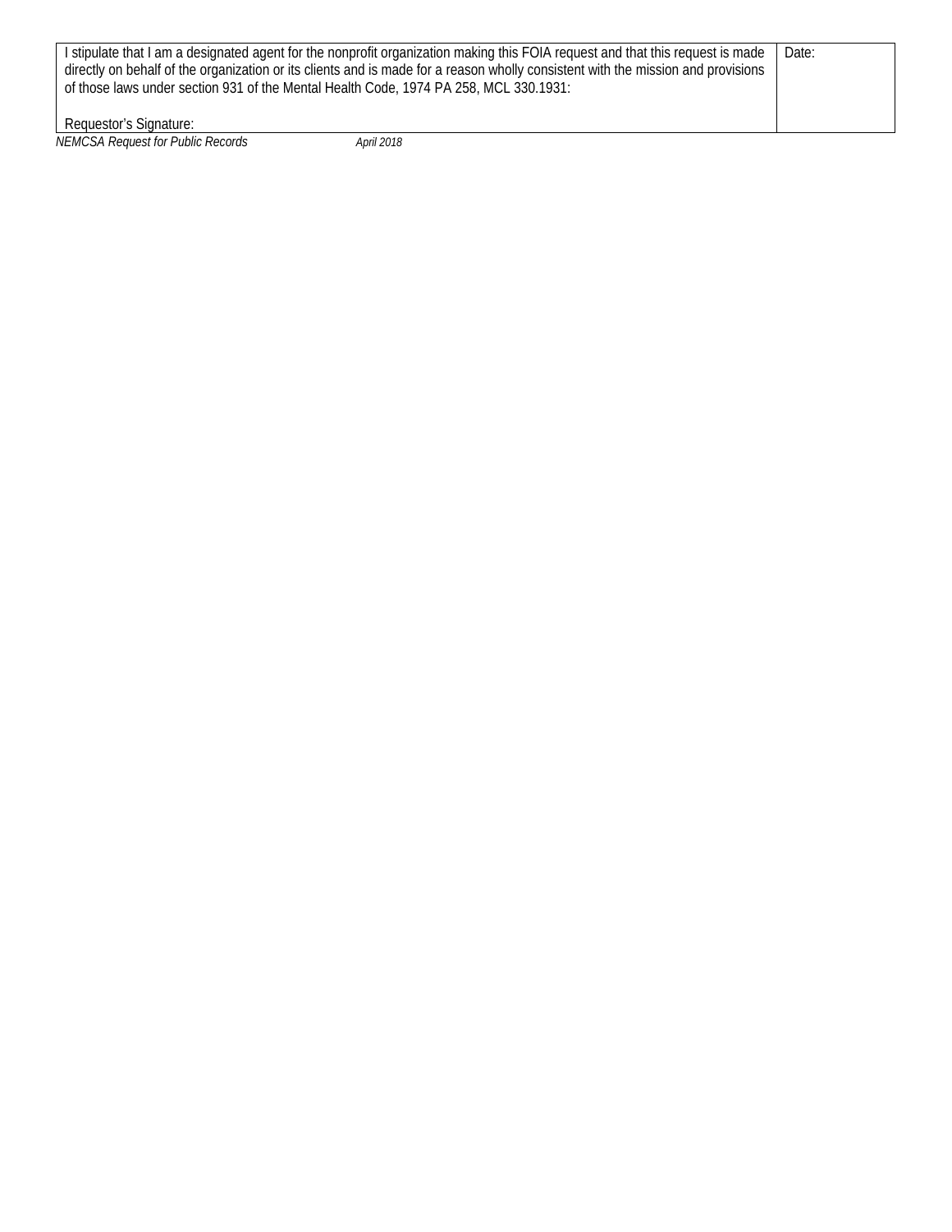| | |
|---|---|
| I stipulate that I am a designated agent for the nonprofit organization making this FOIA request and that this request is made directly on behalf of the organization or its clients and is made for a reason wholly consistent with the mission and provisions of those laws under section 931 of the Mental Health Code, 1974 PA 258, MCL 330.1931:<br><br>Requestor's Signature: | Date: |